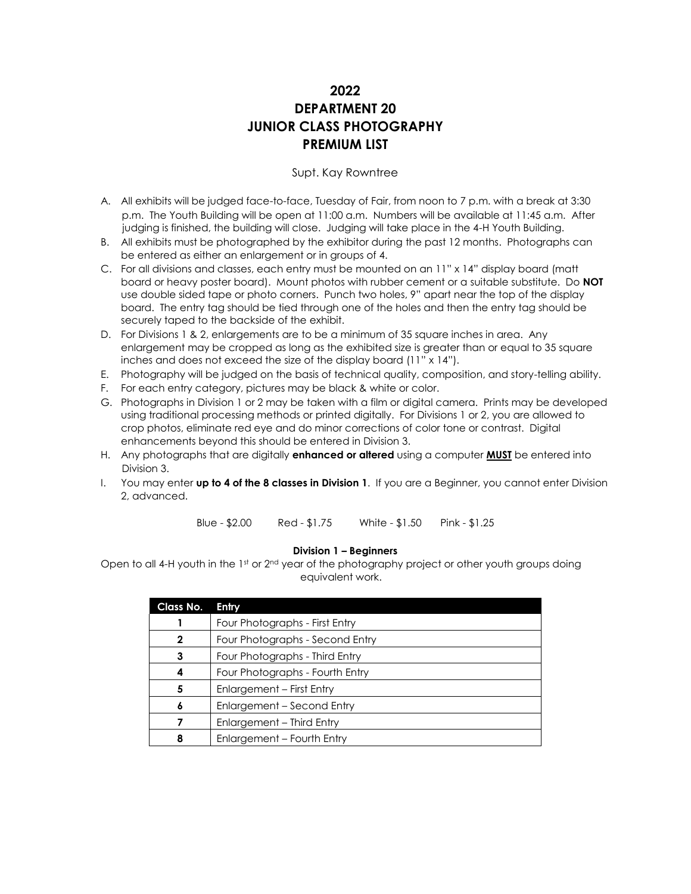# 2022
# DEPARTMENT 20
# JUNIOR CLASS PHOTOGRAPHY
# PREMIUM LIST

Supt. Kay Rowntree

A. All exhibits will be judged face-to-face, Tuesday of Fair, from noon to 7 p.m. with a break at 3:30 p.m. The Youth Building will be open at 11:00 a.m. Numbers will be available at 11:45 a.m. After judging is finished, the building will close. Judging will take place in the 4-H Youth Building.
B. All exhibits must be photographed by the exhibitor during the past 12 months. Photographs can be entered as either an enlargement or in groups of 4.
C. For all divisions and classes, each entry must be mounted on an 11" x 14" display board (matt board or heavy poster board). Mount photos with rubber cement or a suitable substitute. Do **NOT** use double sided tape or photo corners. Punch two holes, 9" apart near the top of the display board. The entry tag should be tied through one of the holes and then the entry tag should be securely taped to the backside of the exhibit.
D. For Divisions 1 & 2, enlargements are to be a minimum of 35 square inches in area. Any enlargement may be cropped as long as the exhibited size is greater than or equal to 35 square inches and does not exceed the size of the display board (11" x 14").
E. Photography will be judged on the basis of technical quality, composition, and story-telling ability.
F. For each entry category, pictures may be black & white or color.
G. Photographs in Division 1 or 2 may be taken with a film or digital camera. Prints may be developed using traditional processing methods or printed digitally. For Divisions 1 or 2, you are allowed to crop photos, eliminate red eye and do minor corrections of color tone or contrast. Digital enhancements beyond this should be entered in Division 3.
H. Any photographs that are digitally **enhanced or altered** using a computer **MUST** be entered into Division 3.
I. You may enter **up to 4 of the 8 classes in Division 1**. If you are a Beginner, you cannot enter Division 2, advanced.

Blue - $2.00 Red - $1.75 White - $1.50 Pink - $1.25

**Division 1 – Beginners**

Open to all 4-H youth in the 1st or 2nd year of the photography project or other youth groups doing equivalent work.

| Class No. | Entry |
|---|---|
| 1 | Four Photographs - First Entry |
| 2 | Four Photographs - Second Entry |
| 3 | Four Photographs - Third Entry |
| 4 | Four Photographs - Fourth Entry |
| 5 | Enlargement – First Entry |
| 6 | Enlargement – Second Entry |
| 7 | Enlargement – Third Entry |
| 8 | Enlargement – Fourth Entry |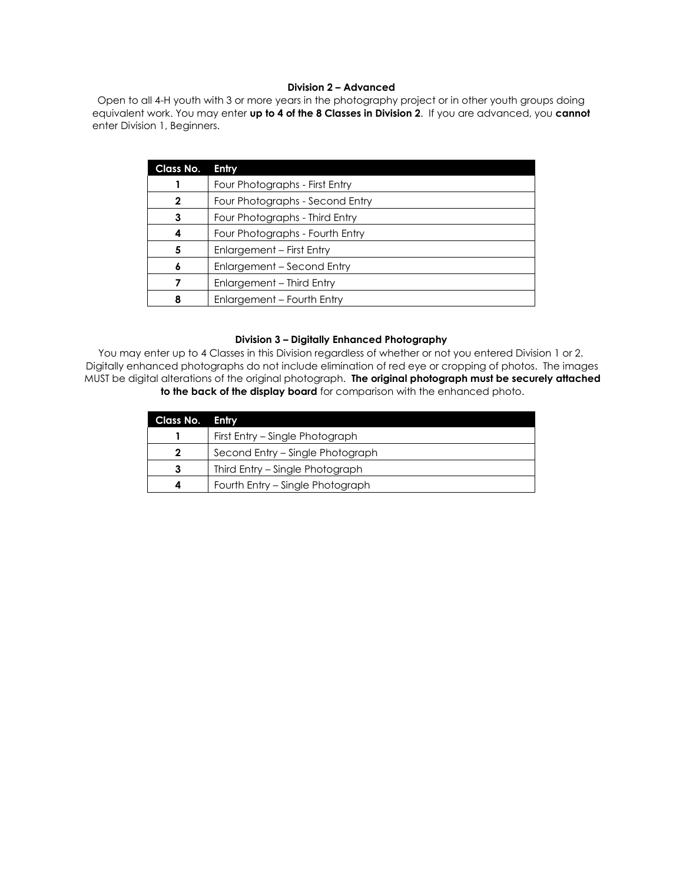### Division 2 – Advanced

Open to all 4-H youth with 3 or more years in the photography project or in other youth groups doing equivalent work. You may enter **up to 4 of the 8 Classes in Division 2**. If you are advanced, you **cannot** enter Division 1, Beginners.

| Class No. | Entry |
|---|---|
| **1** | Four Photographs - First Entry |
| **2** | Four Photographs - Second Entry |
| **3** | Four Photographs - Third Entry |
| **4** | Four Photographs - Fourth Entry |
| **5** | Enlargement – First Entry |
| **6** | Enlargement – Second Entry |
| **7** | Enlargement – Third Entry |
| **8** | Enlargement – Fourth Entry |

### Division 3 – Digitally Enhanced Photography

You may enter up to 4 Classes in this Division regardless of whether or not you entered Division 1 or 2. Digitally enhanced photographs do not include elimination of red eye or cropping of photos. The images MUST be digital alterations of the original photograph. **The original photograph must be securely attached to the back of the display board** for comparison with the enhanced photo.

| Class No. | Entry |
|---|---|
| **1** | First Entry – Single Photograph |
| **2** | Second Entry – Single Photograph |
| **3** | Third Entry – Single Photograph |
| **4** | Fourth Entry – Single Photograph |